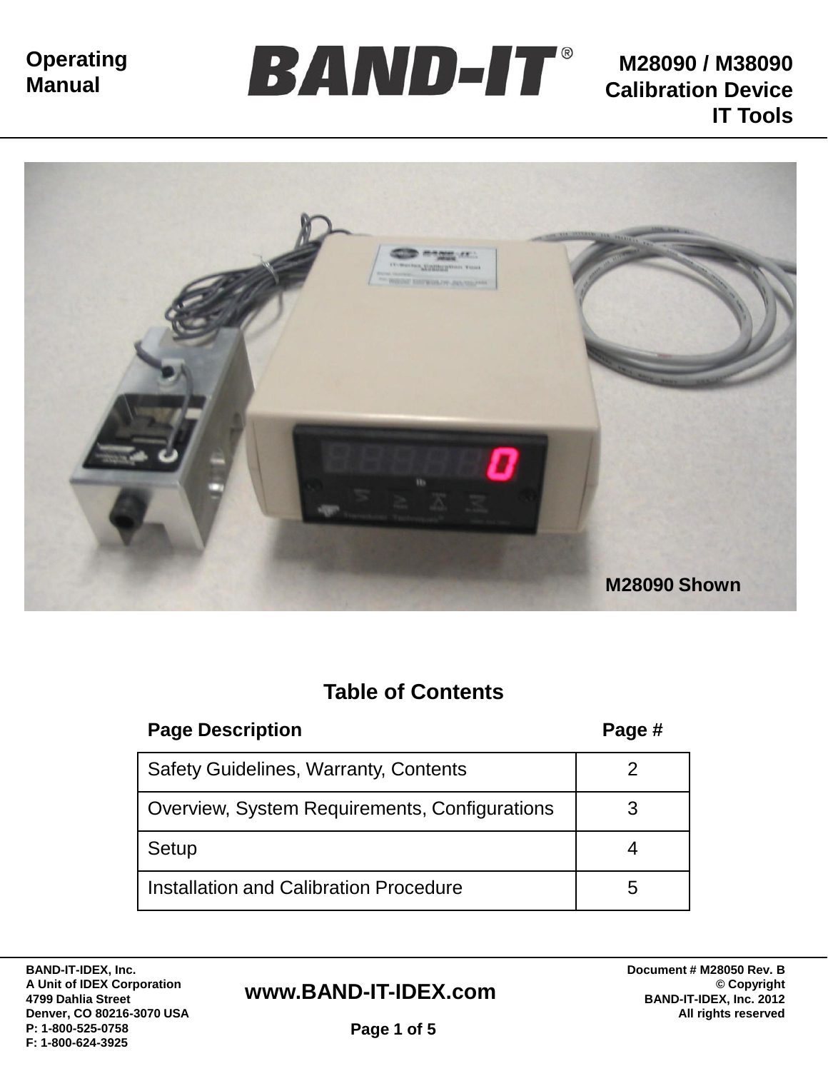Operating Manual

# BAND-IT®

**M28090 / M38090 Calibration Device IT Tools**

M28090 Shown

## Table of Contents

| Page Description | Page # |
| --- | --- |
| Safety Guidelines, Warranty, Contents | 2 |
| Overview, System Requirements, Configurations | 3 |
| Setup | 4 |
| Installation and Calibration Procedure | 5 |

**BAND-IT-IDEX, Inc.**
**A Unit of IDEX Corporation**
**4799 Dahlia Street**
**Denver, CO 80216-3070 USA**
**P: 1-800-525-0758**
**F: 1-800-624-3925**

**www.BAND-IT-IDEX.com**

**Document # M28050 Rev. B**
**© Copyright**
**BAND-IT-IDEX, Inc. 2012**
**All rights reserved**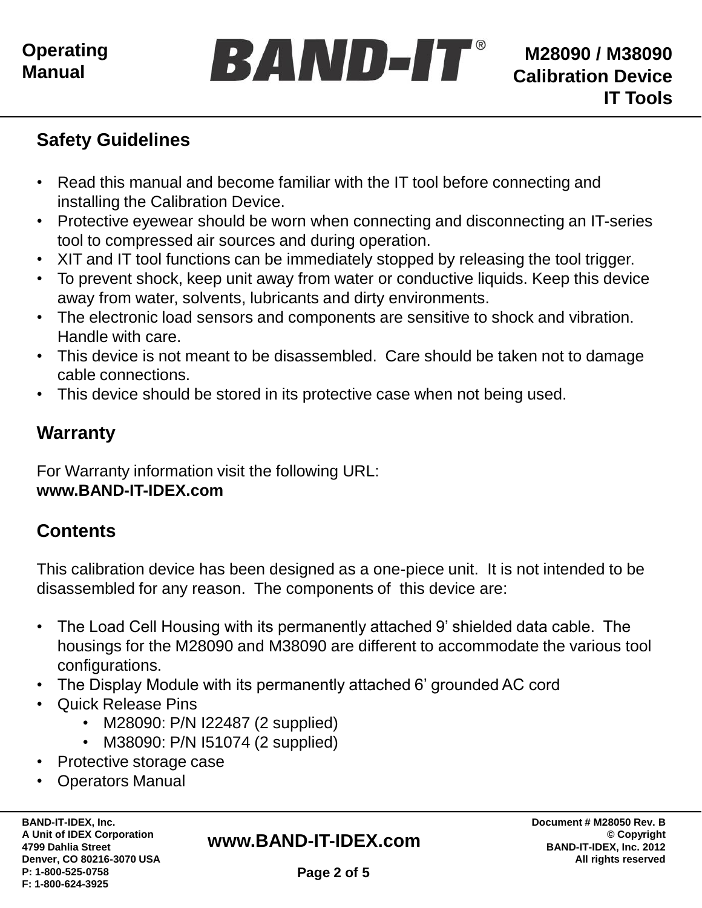## Safety Guidelines

- Read this manual and become familiar with the IT tool before connecting and installing the Calibration Device.
- Protective eyewear should be worn when connecting and disconnecting an IT-series tool to compressed air sources and during operation.
- XIT and IT tool functions can be immediately stopped by releasing the tool trigger.
- To prevent shock, keep unit away from water or conductive liquids. Keep this device away from water, solvents, lubricants and dirty environments.
- The electronic load sensors and components are sensitive to shock and vibration. Handle with care.
- This device is not meant to be disassembled. Care should be taken not to damage cable connections.
- This device should be stored in its protective case when not being used.

## Warranty

For Warranty information visit the following URL:
**www.BAND-IT-IDEX.com**

## Contents

This calibration device has been designed as a one-piece unit. It is not intended to be disassembled for any reason. The components of this device are:

- The Load Cell Housing with its permanently attached 9' shielded data cable. The housings for the M28090 and M38090 are different to accommodate the various tool configurations.
- The Display Module with its permanently attached 6' grounded AC cord
- Quick Release Pins
    - M28090: P/N I22487 (2 supplied)
    - M38090: P/N I51074 (2 supplied)
- Protective storage case
- Operators Manual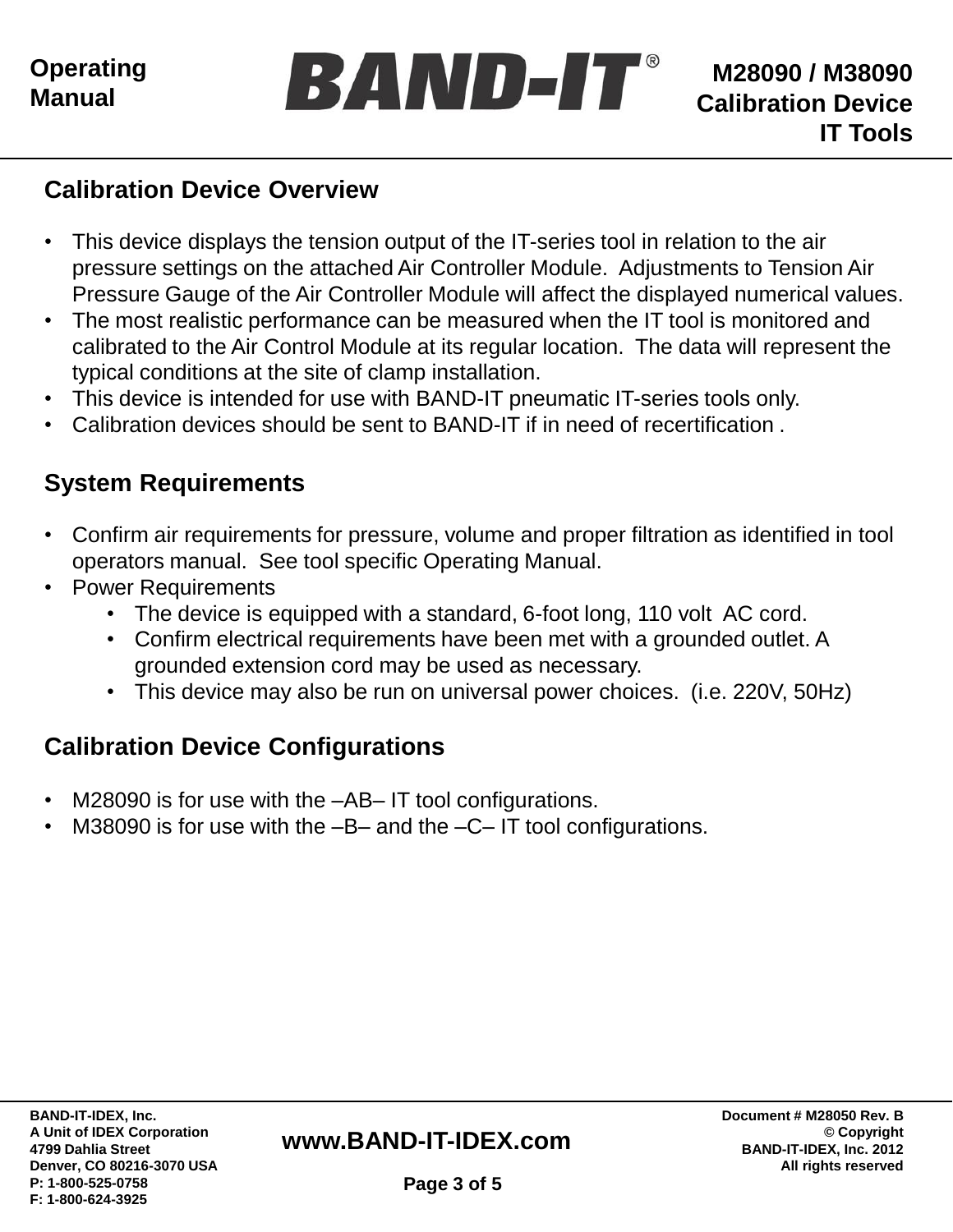## Calibration Device Overview

- This device displays the tension output of the IT-series tool in relation to the air pressure settings on the attached Air Controller Module. Adjustments to Tension Air Pressure Gauge of the Air Controller Module will affect the displayed numerical values.
- The most realistic performance can be measured when the IT tool is monitored and calibrated to the Air Control Module at its regular location. The data will represent the typical conditions at the site of clamp installation.
- This device is intended for use with BAND-IT pneumatic IT-series tools only.
- Calibration devices should be sent to BAND-IT if in need of recertification .

## System Requirements

- Confirm air requirements for pressure, volume and proper filtration as identified in tool operators manual. See tool specific Operating Manual.
- Power Requirements
    - The device is equipped with a standard, 6-foot long, 110 volt AC cord.
    - Confirm electrical requirements have been met with a grounded outlet. A grounded extension cord may be used as necessary.
    - This device may also be run on universal power choices. (i.e. 220V, 50Hz)

## Calibration Device Configurations

- M28090 is for use with the –AB– IT tool configurations.
- M38090 is for use with the –B– and the –C– IT tool configurations.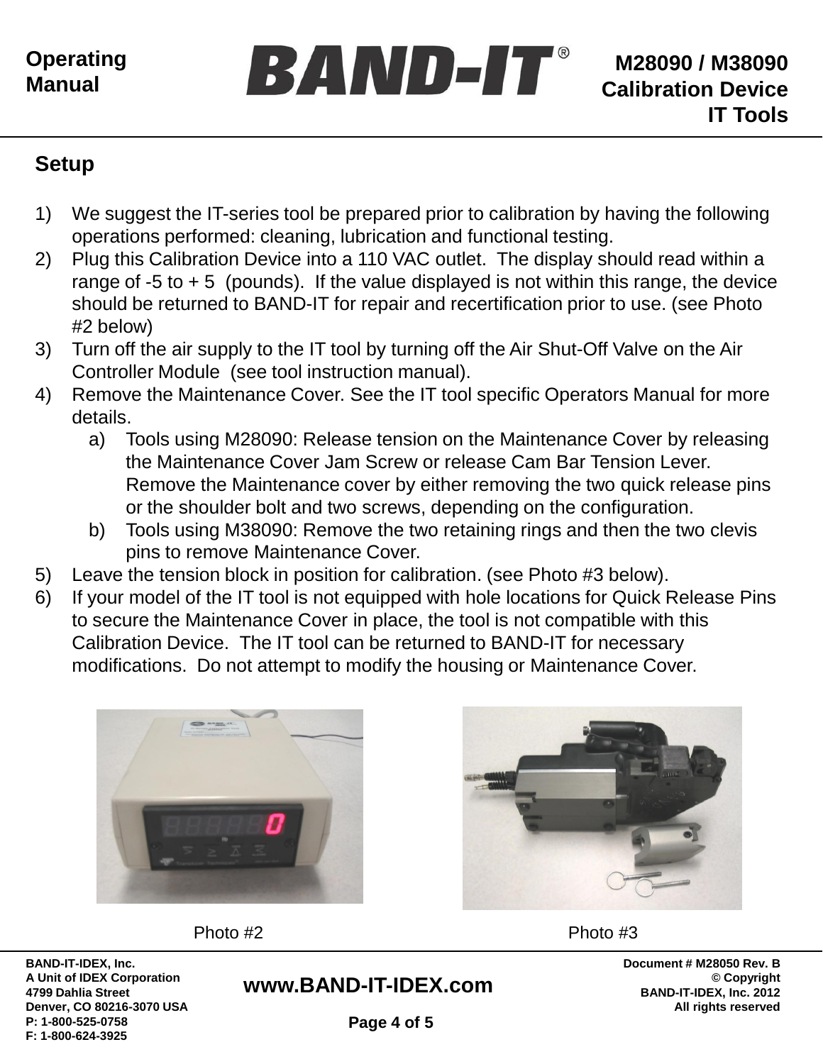## Setup

1) We suggest the IT-series tool be prepared prior to calibration by having the following operations performed: cleaning, lubrication and functional testing.
2) Plug this Calibration Device into a 110 VAC outlet. The display should read within a range of -5 to + 5 (pounds). If the value displayed is not within this range, the device should be returned to BAND-IT for repair and recertification prior to use. (see Photo #2 below)
3) Turn off the air supply to the IT tool by turning off the Air Shut-Off Valve on the Air Controller Module (see tool instruction manual).
4) Remove the Maintenance Cover. See the IT tool specific Operators Manual for more details.
   a) Tools using M28090: Release tension on the Maintenance Cover by releasing the Maintenance Cover Jam Screw or release Cam Bar Tension Lever. Remove the Maintenance cover by either removing the two quick release pins or the shoulder bolt and two screws, depending on the configuration.
   b) Tools using M38090: Remove the two retaining rings and then the two clevis pins to remove Maintenance Cover.
5) Leave the tension block in position for calibration. (see Photo #3 below).
6) If your model of the IT tool is not equipped with hole locations for Quick Release Pins to secure the Maintenance Cover in place, the tool is not compatible with this Calibration Device. The IT tool can be returned to BAND-IT for necessary modifications. Do not attempt to modify the housing or Maintenance Cover.

Photo #2

Photo #3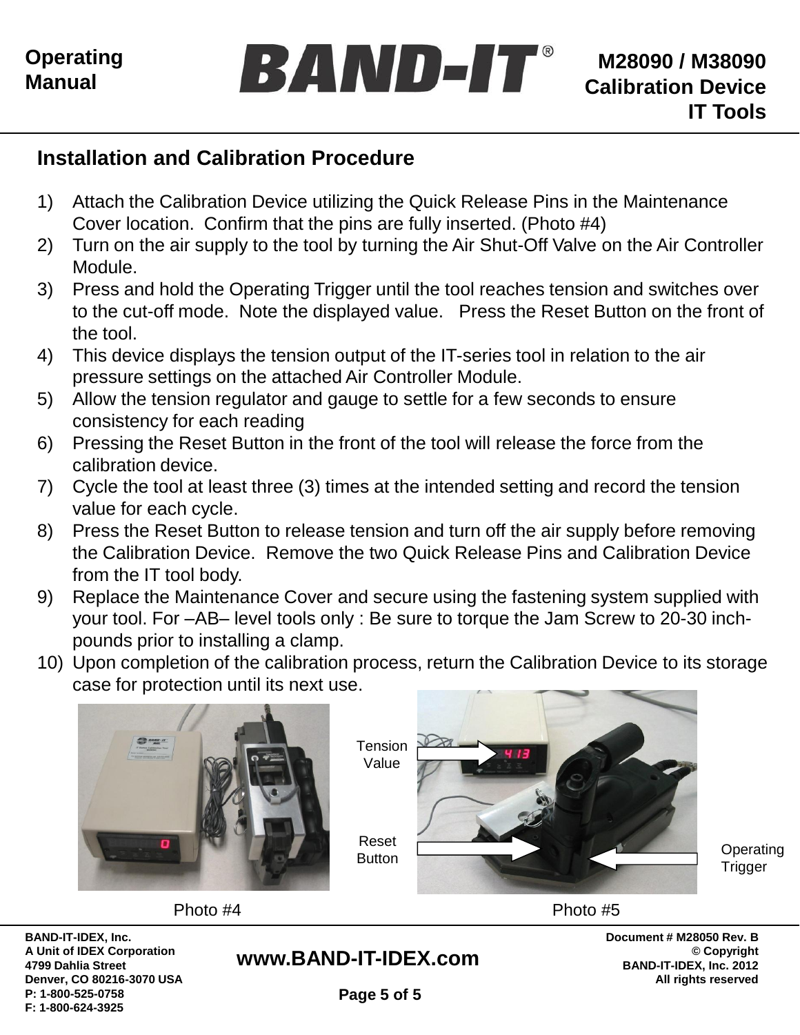## Installation and Calibration Procedure

1) Attach the Calibration Device utilizing the Quick Release Pins in the Maintenance Cover location. Confirm that the pins are fully inserted. (Photo #4)
2) Turn on the air supply to the tool by turning the Air Shut-Off Valve on the Air Controller Module.
3) Press and hold the Operating Trigger until the tool reaches tension and switches over to the cut-off mode. Note the displayed value. Press the Reset Button on the front of the tool.
4) This device displays the tension output of the IT-series tool in relation to the air pressure settings on the attached Air Controller Module.
5) Allow the tension regulator and gauge to settle for a few seconds to ensure consistency for each reading
6) Pressing the Reset Button in the front of the tool will release the force from the calibration device.
7) Cycle the tool at least three (3) times at the intended setting and record the tension value for each cycle.
8) Press the Reset Button to release tension and turn off the air supply before removing the Calibration Device. Remove the two Quick Release Pins and Calibration Device from the IT tool body.
9) Replace the Maintenance Cover and secure using the fastening system supplied with your tool. For –AB– level tools only : Be sure to torque the Jam Screw to 20-30 inch-pounds prior to installing a clamp.
10) Upon completion of the calibration process, return the Calibration Device to its storage case for protection until its next use.

Photo #4

Tension Value

Reset Button

Operating Trigger

Photo #5